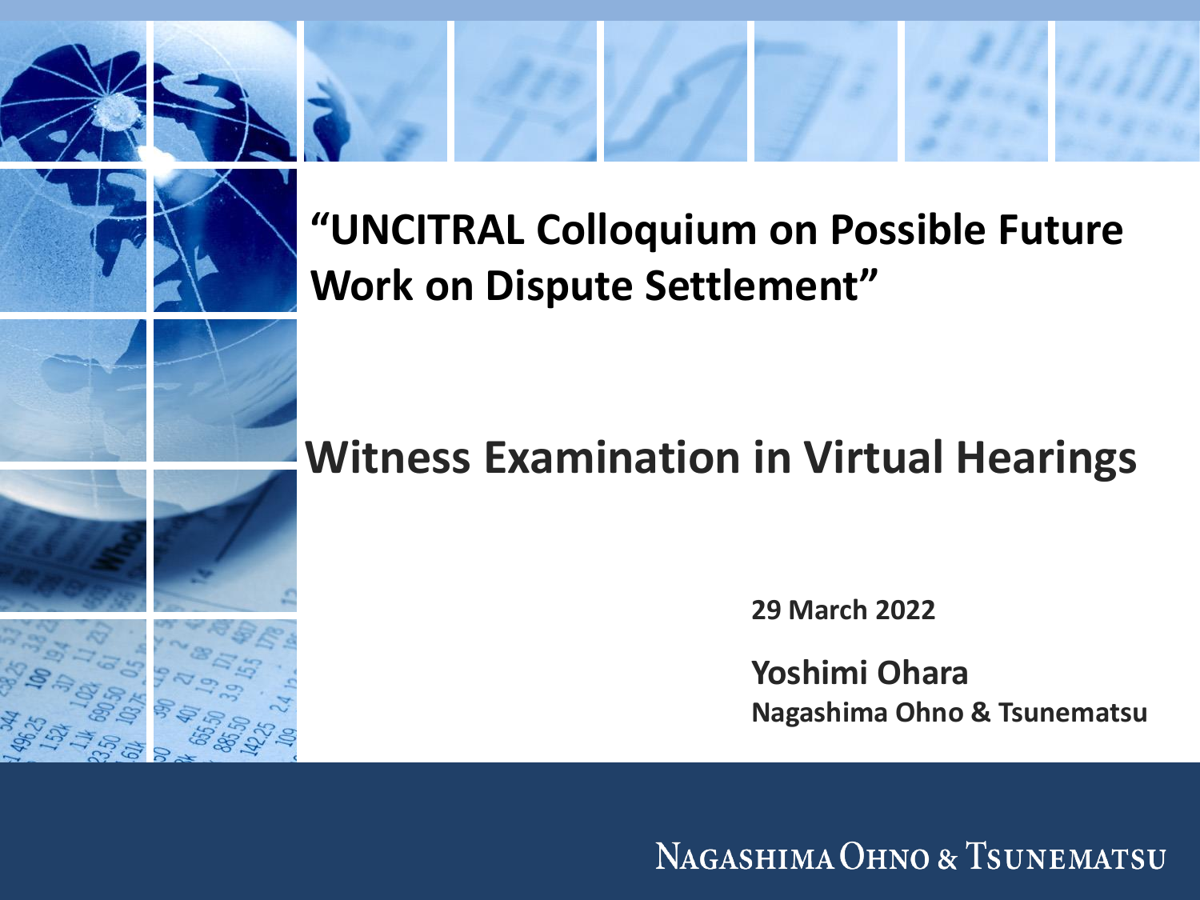# "UNCITRAL Colloquium on Possible Future Work on Dispute Settlement"

## Witness Examination in Virtual Hearings

**29 March 2022**

**Yoshimi Ohara**
**Nagashima Ohno & Tsunematsu**

NAGASHIMA OHNO & TSUNEMATSU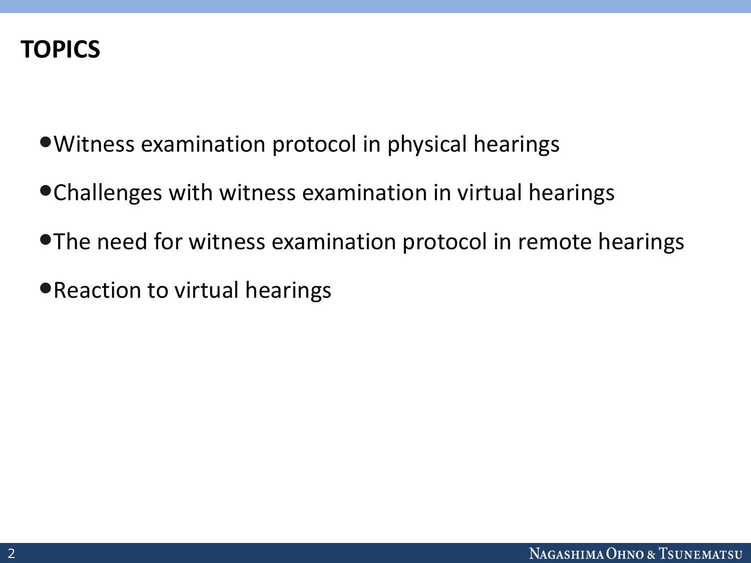## TOPICS

- Witness examination protocol in physical hearings
- Challenges with witness examination in virtual hearings
- The need for witness examination protocol in remote hearings
- Reaction to virtual hearings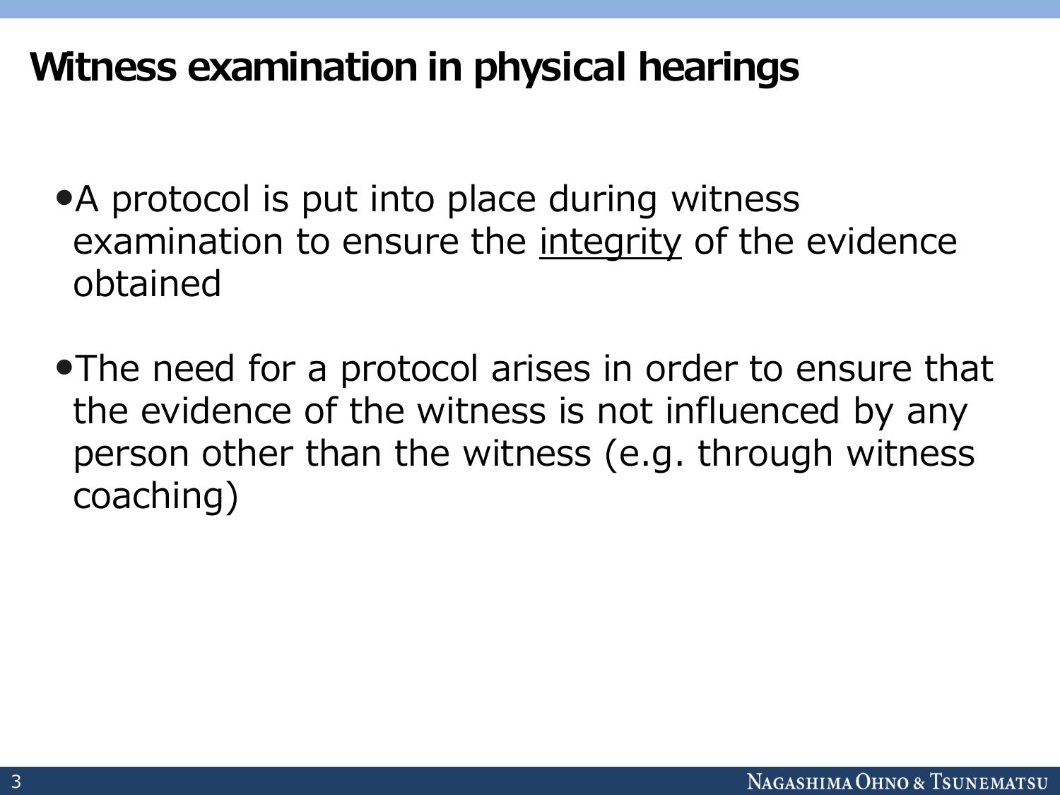# Witness examination in physical hearings

- A protocol is put into place during witness examination to ensure the <u>integrity</u> of the evidence obtained

- The need for a protocol arises in order to ensure that the evidence of the witness is not influenced by any person other than the witness (e.g. through witness coaching)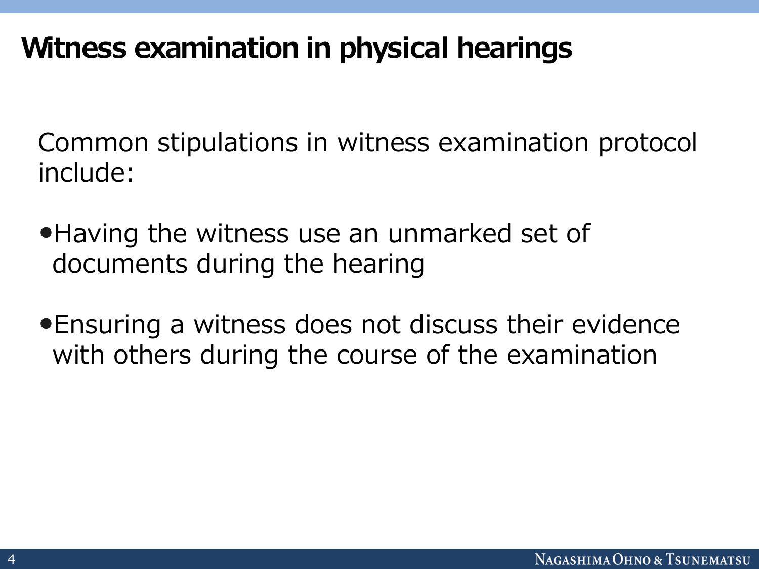## Witness examination in physical hearings

Common stipulations in witness examination protocol include:

- Having the witness use an unmarked set of documents during the hearing
- Ensuring a witness does not discuss their evidence with others during the course of the examination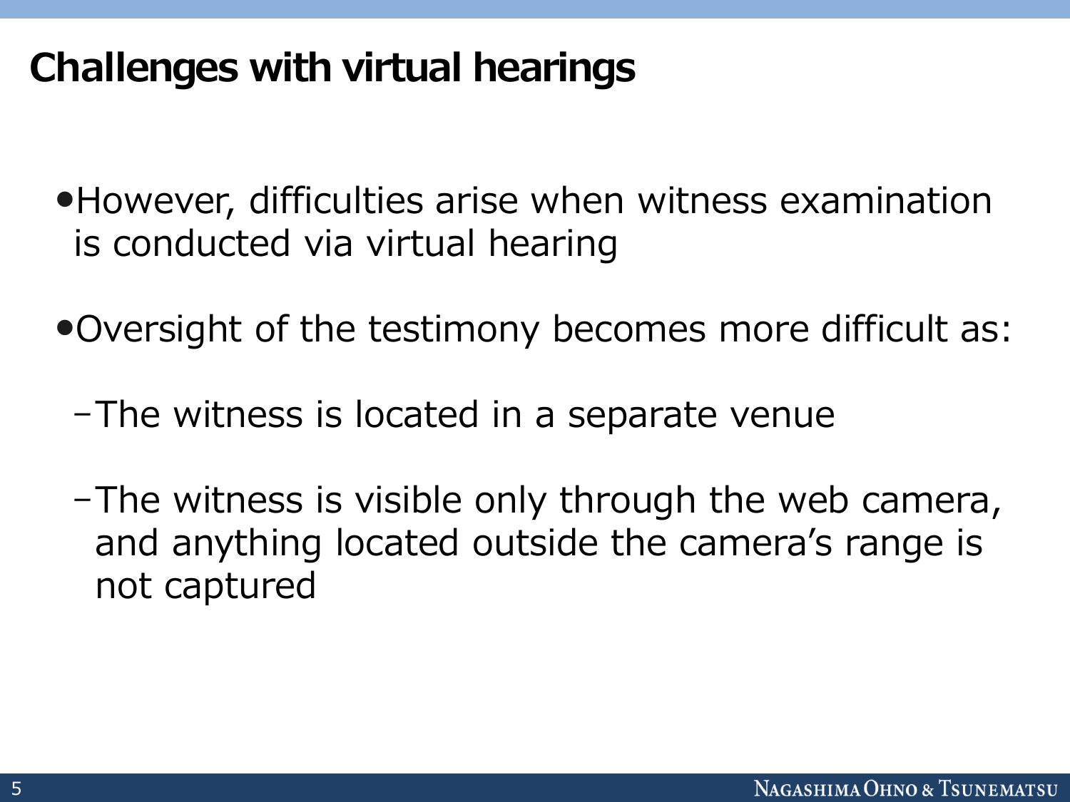# Challenges with virtual hearings

- However, difficulties arise when witness examination is conducted via virtual hearing
- Oversight of the testimony becomes more difficult as:
  - The witness is located in a separate venue
  - The witness is visible only through the web camera, and anything located outside the camera's range is not captured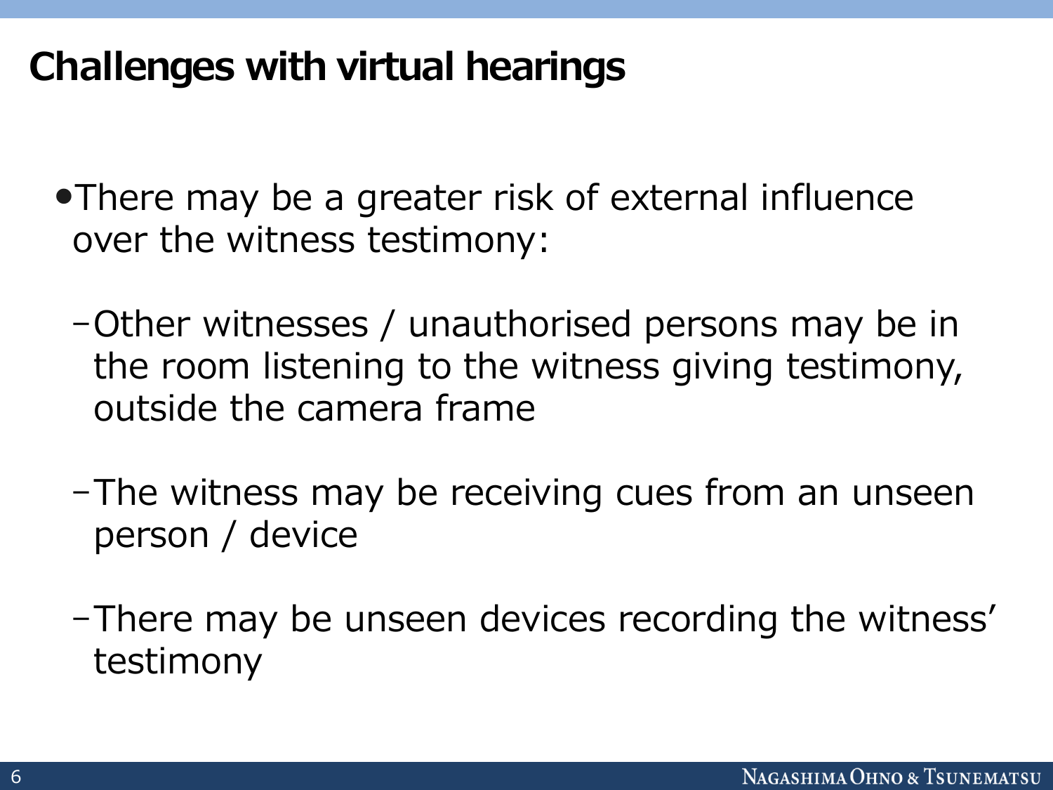# Challenges with virtual hearings

- There may be a greater risk of external influence over the witness testimony:
  - Other witnesses / unauthorised persons may be in the room listening to the witness giving testimony, outside the camera frame
  - The witness may be receiving cues from an unseen person / device
  - There may be unseen devices recording the witness' testimony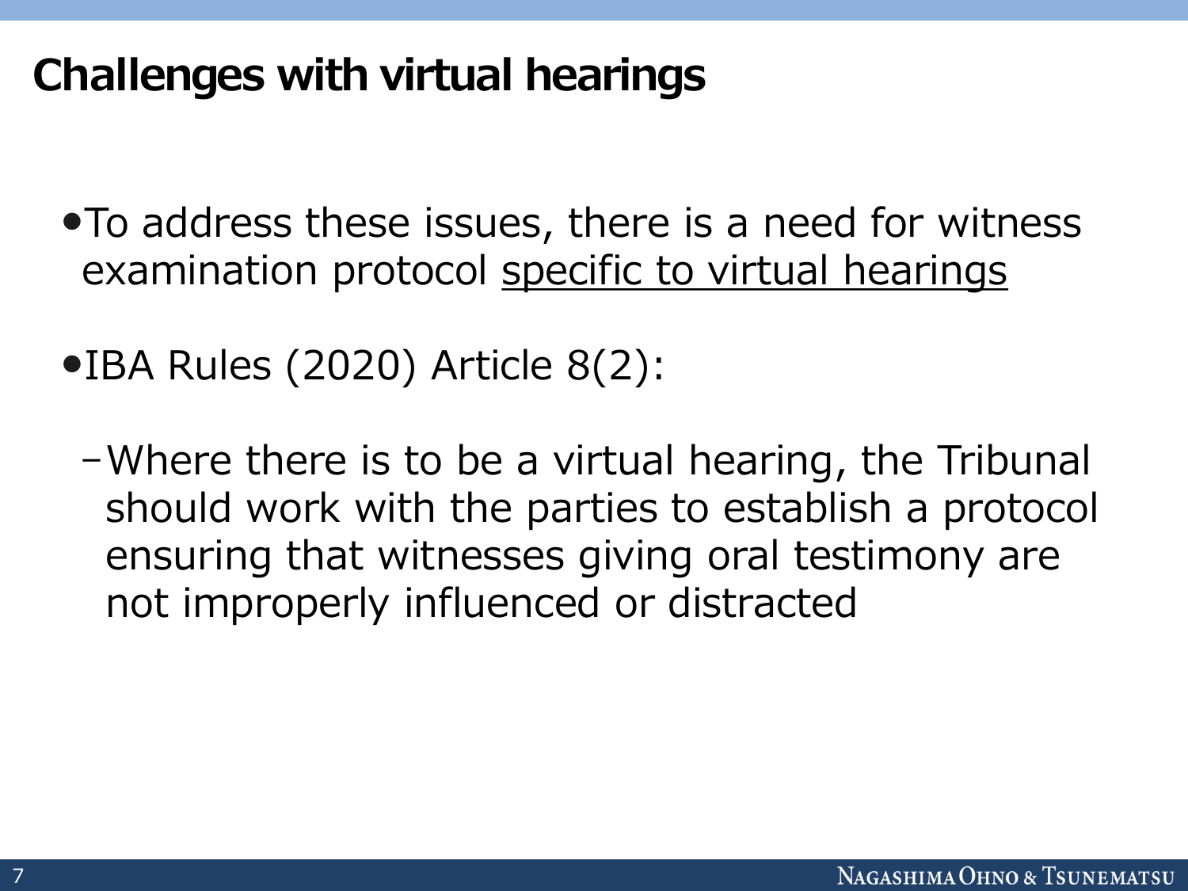# Challenges with virtual hearings

- To address these issues, there is a need for witness examination protocol <u>specific to virtual hearings</u>
- IBA Rules (2020) Article 8(2):
  - Where there is to be a virtual hearing, the Tribunal should work with the parties to establish a protocol ensuring that witnesses giving oral testimony are not improperly influenced or distracted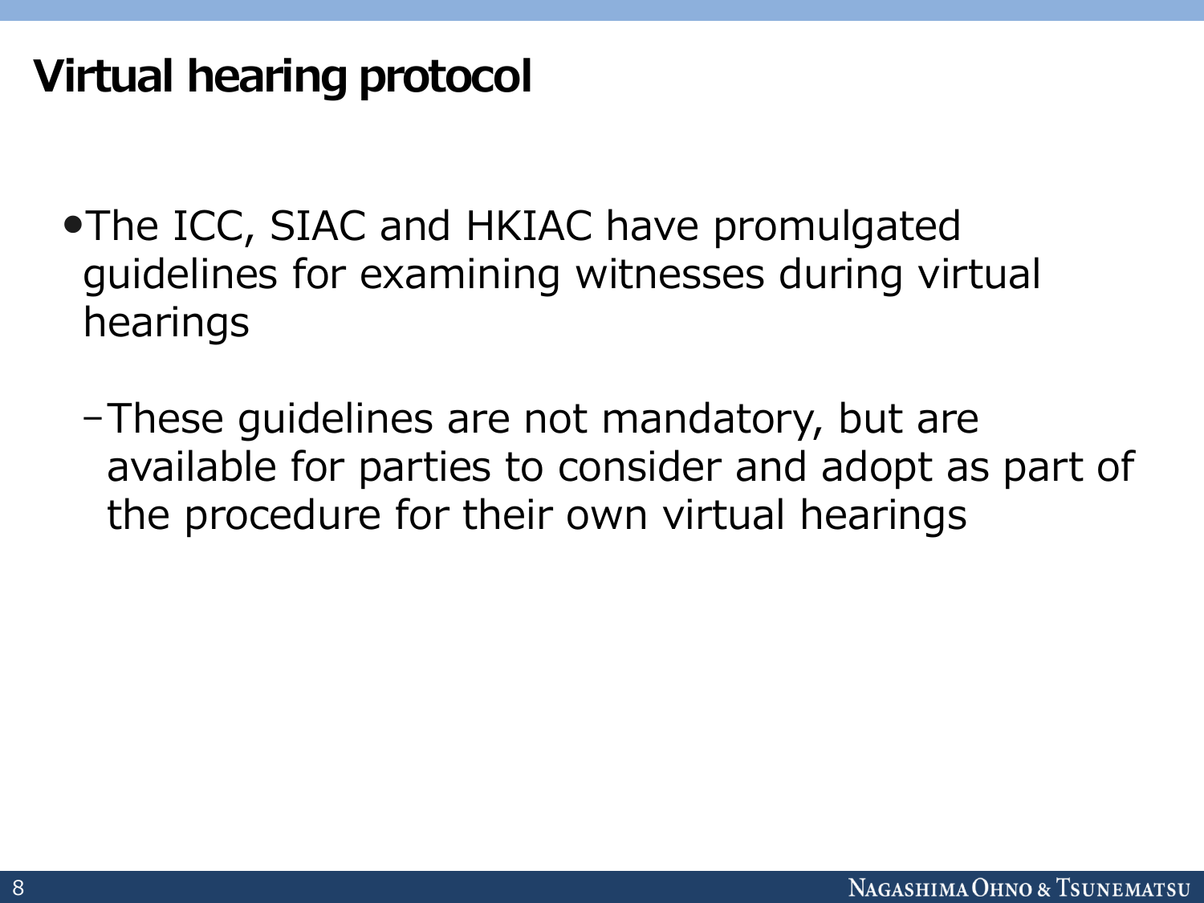# Virtual hearing protocol

- The ICC, SIAC and HKIAC have promulgated guidelines for examining witnesses during virtual hearings
  - These guidelines are not mandatory, but are available for parties to consider and adopt as part of the procedure for their own virtual hearings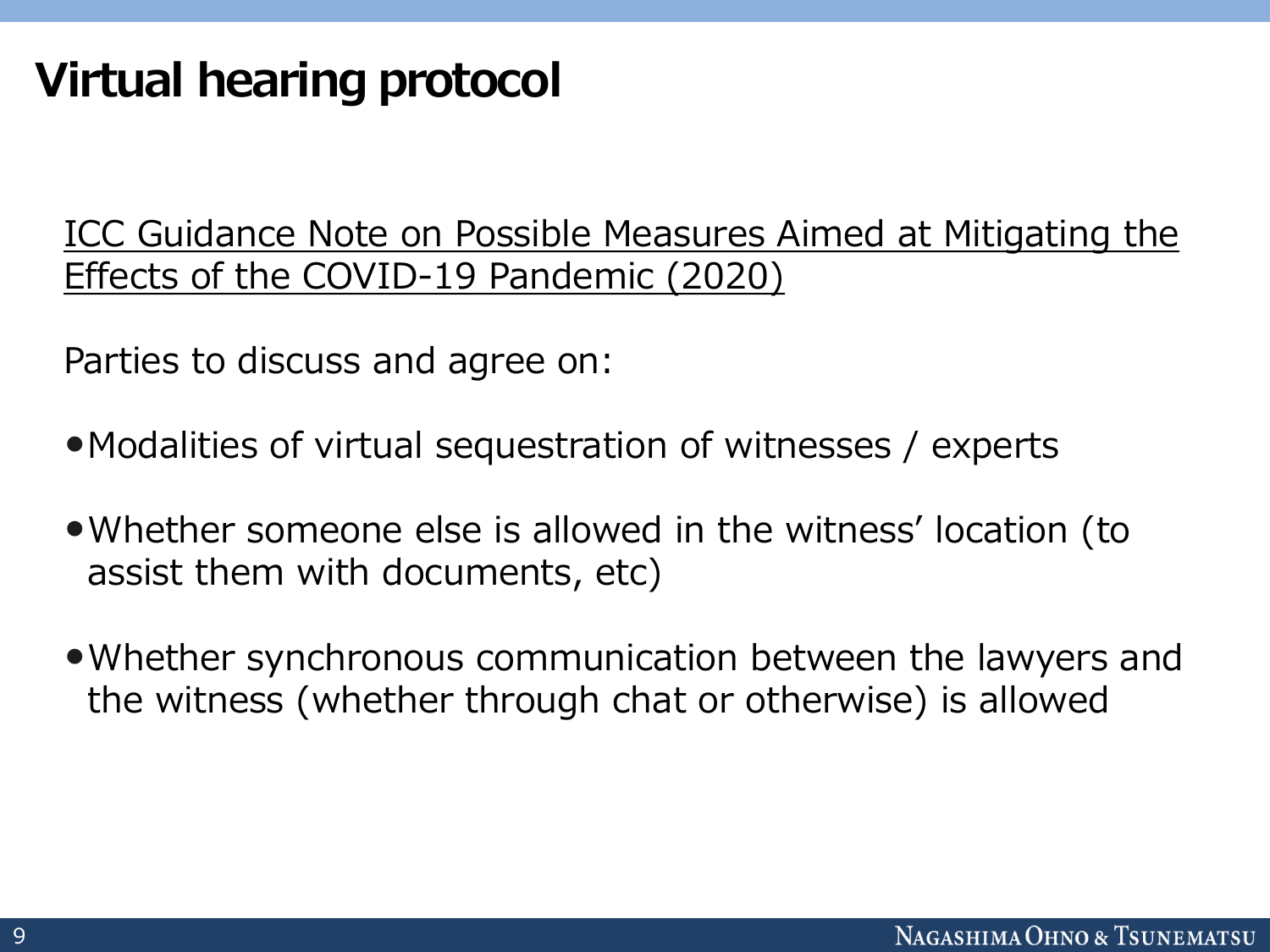# Virtual hearing protocol

<u>ICC Guidance Note on Possible Measures Aimed at Mitigating the Effects of the COVID-19 Pandemic (2020)</u>

Parties to discuss and agree on:

- Modalities of virtual sequestration of witnesses / experts
- Whether someone else is allowed in the witness' location (to assist them with documents, etc)
- Whether synchronous communication between the lawyers and the witness (whether through chat or otherwise) is allowed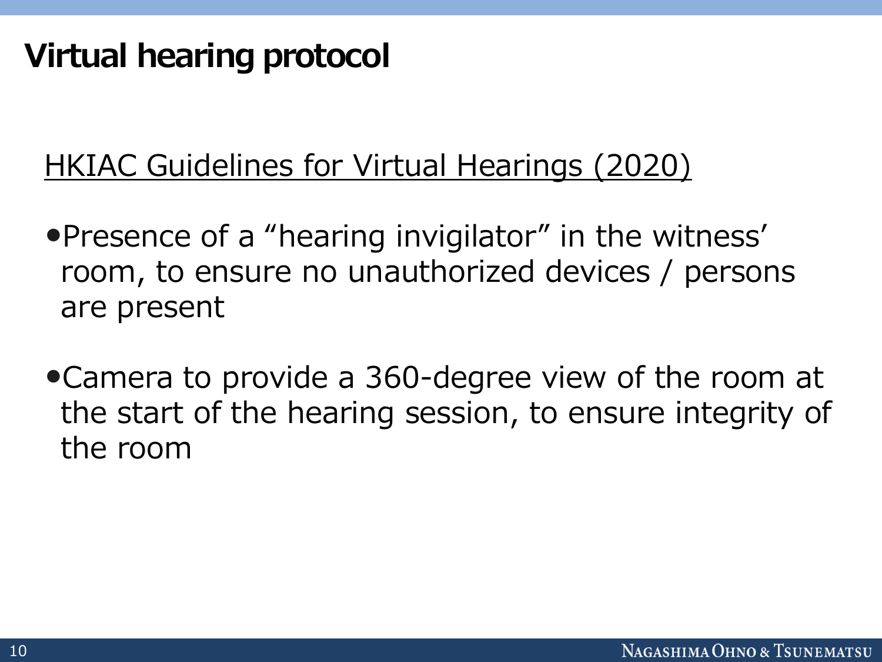# Virtual hearing protocol

HKIAC Guidelines for Virtual Hearings (2020)

- Presence of a “hearing invigilator” in the witness’ room, to ensure no unauthorized devices / persons are present
- Camera to provide a 360-degree view of the room at the start of the hearing session, to ensure integrity of the room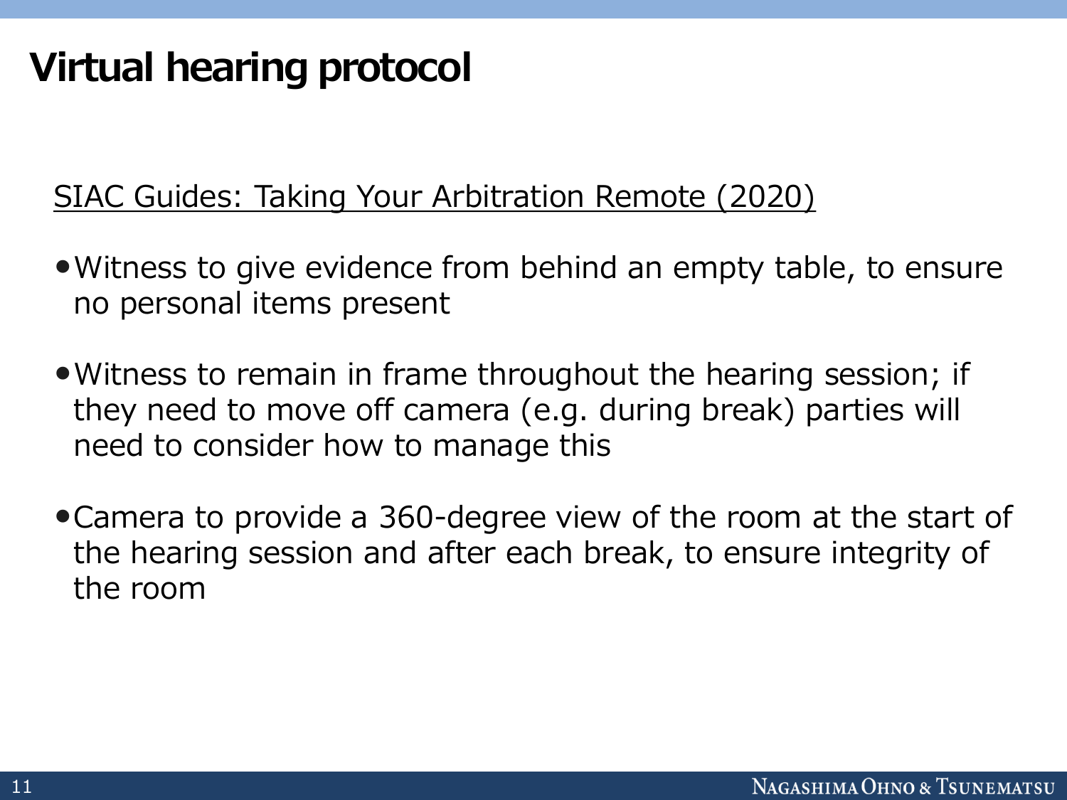# Virtual hearing protocol

SIAC Guides: Taking Your Arbitration Remote (2020)

- Witness to give evidence from behind an empty table, to ensure no personal items present
- Witness to remain in frame throughout the hearing session; if they need to move off camera (e.g. during break) parties will need to consider how to manage this
- Camera to provide a 360-degree view of the room at the start of the hearing session and after each break, to ensure integrity of the room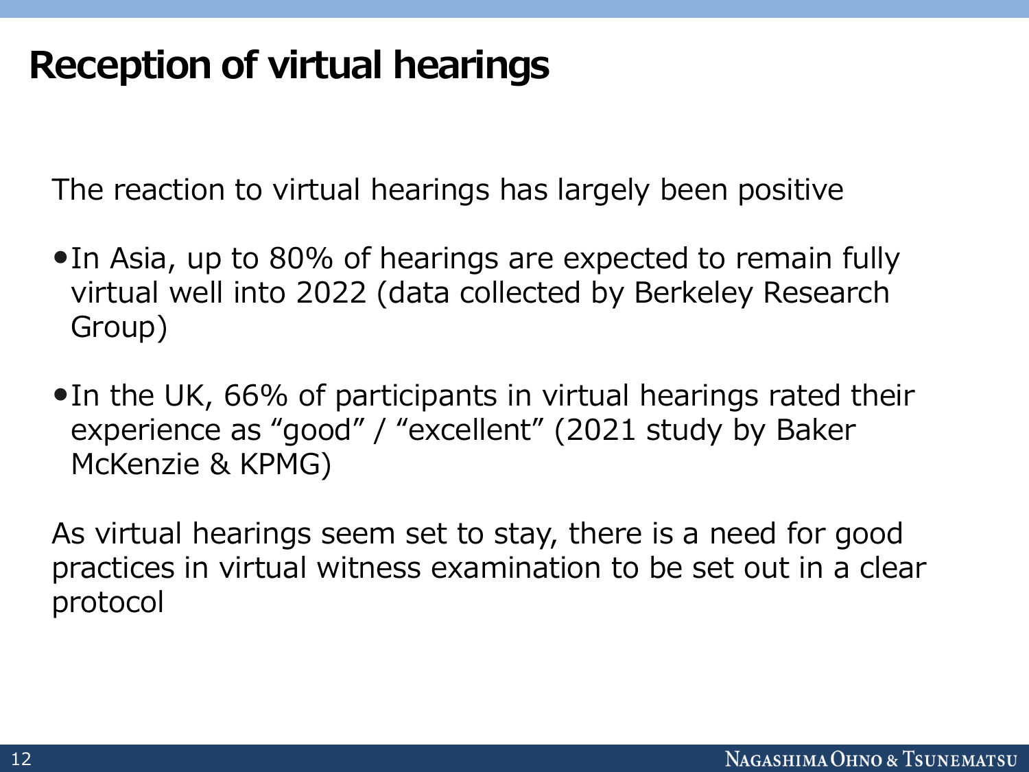# Reception of virtual hearings

The reaction to virtual hearings has largely been positive

- In Asia, up to 80% of hearings are expected to remain fully virtual well into 2022 (data collected by Berkeley Research Group)

- In the UK, 66% of participants in virtual hearings rated their experience as "good" / "excellent" (2021 study by Baker McKenzie & KPMG)

As virtual hearings seem set to stay, there is a need for good practices in virtual witness examination to be set out in a clear protocol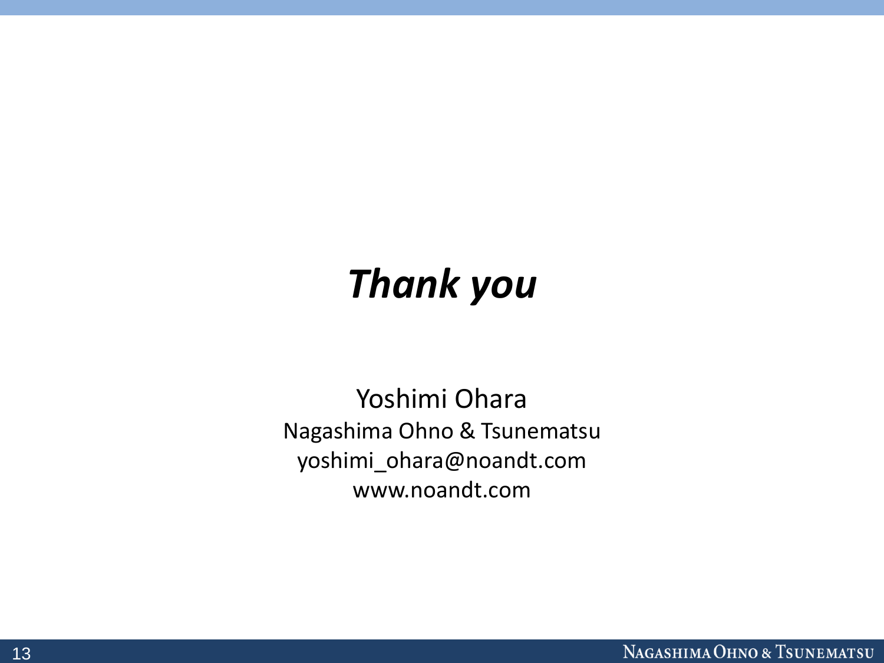***Thank you***

Yoshimi Ohara

Nagashima Ohno & Tsunematsu

yoshimi_ohara@noandt.com

www.noandt.com